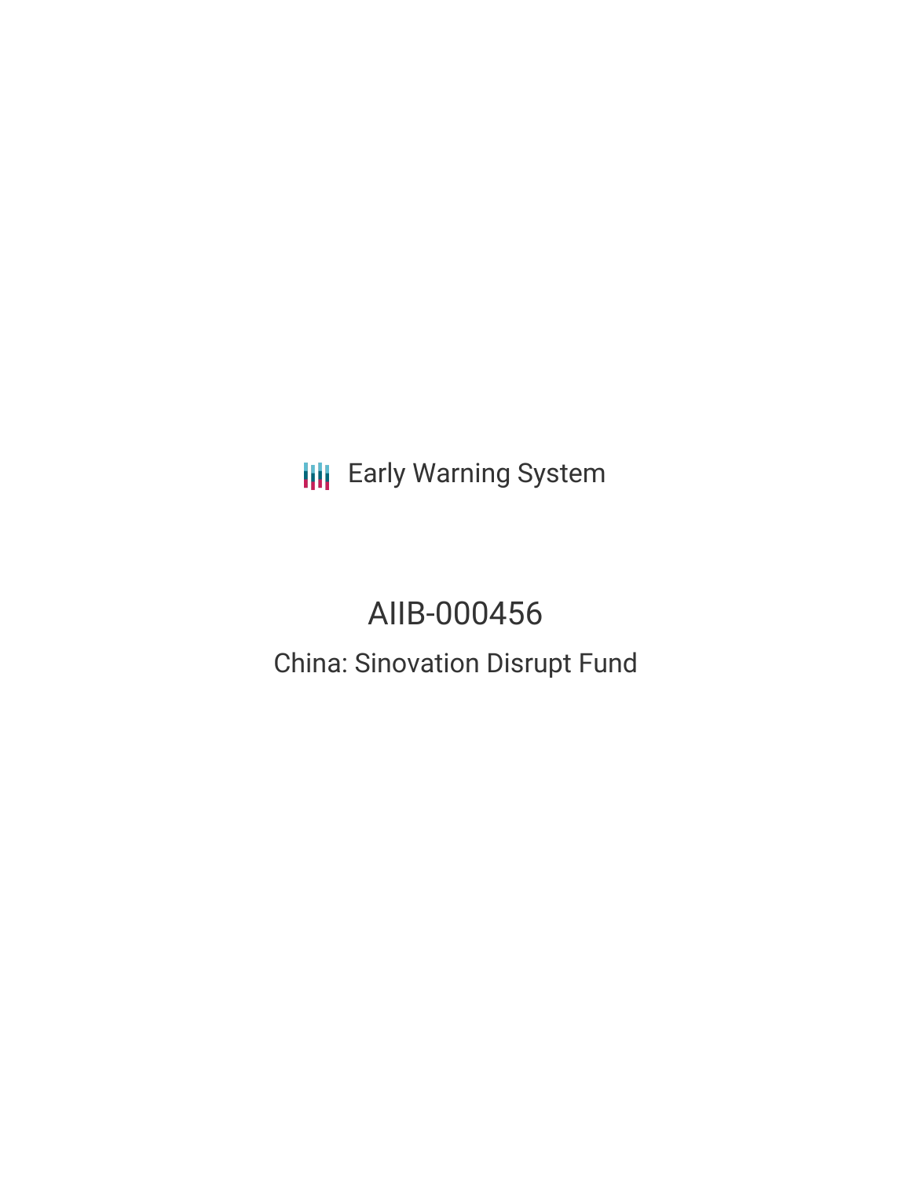Early Warning System

# AIIB-000456

## China: Sinovation Disrupt Fund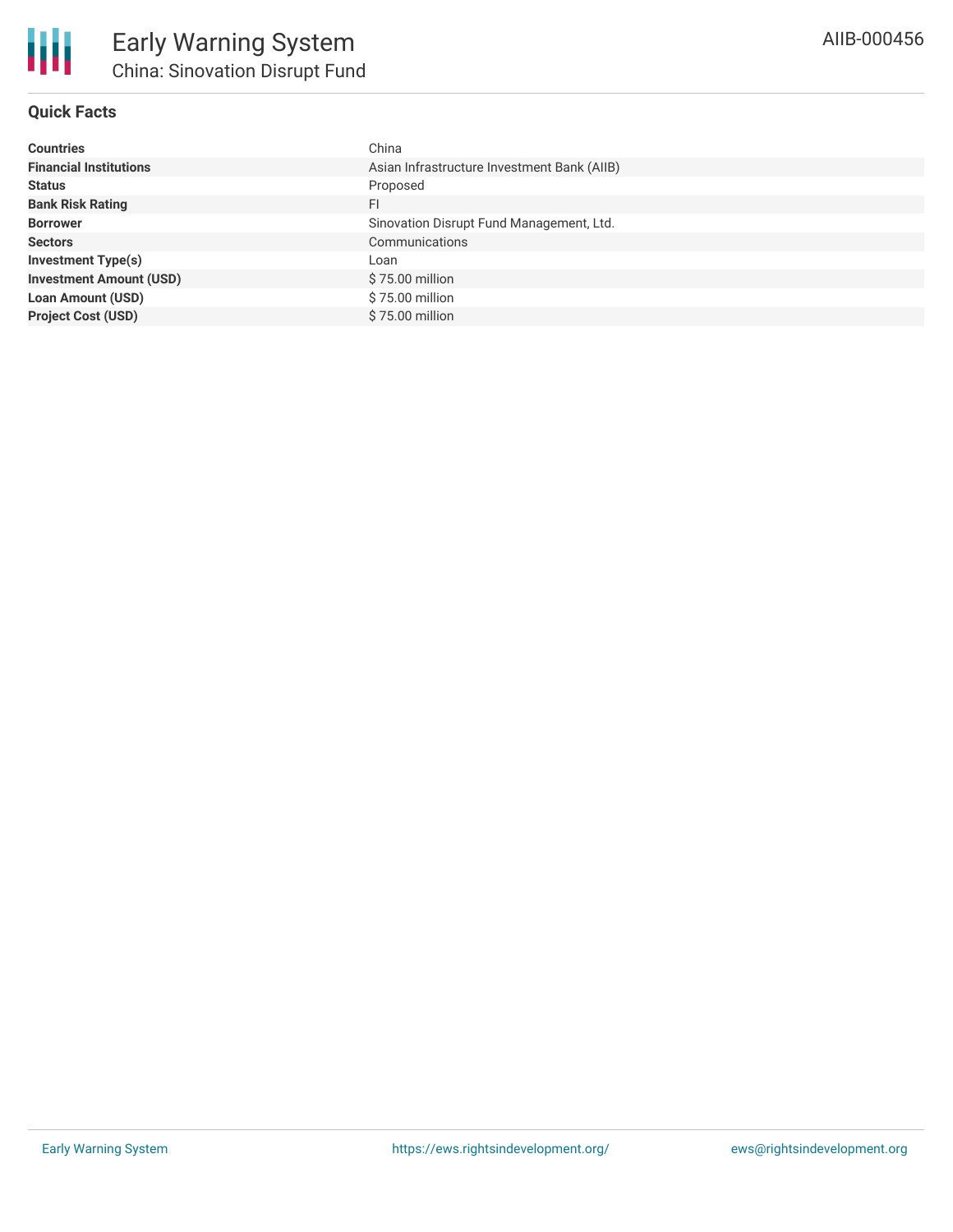# Early Warning System

## China: Sinovation Disrupt Fund

AIIB-000456

### Quick Facts

| | |
|---|---|
| **Countries** | China |
| **Financial Institutions** | Asian Infrastructure Investment Bank (AIIB) |
| **Status** | Proposed |
| **Bank Risk Rating** | FI |
| **Borrower** | Sinovation Disrupt Fund Management, Ltd. |
| **Sectors** | Communications |
| **Investment Type(s)** | Loan |
| **Investment Amount (USD)** | $ 75.00 million |
| **Loan Amount (USD)** | $ 75.00 million |
| **Project Cost (USD)** | $ 75.00 million |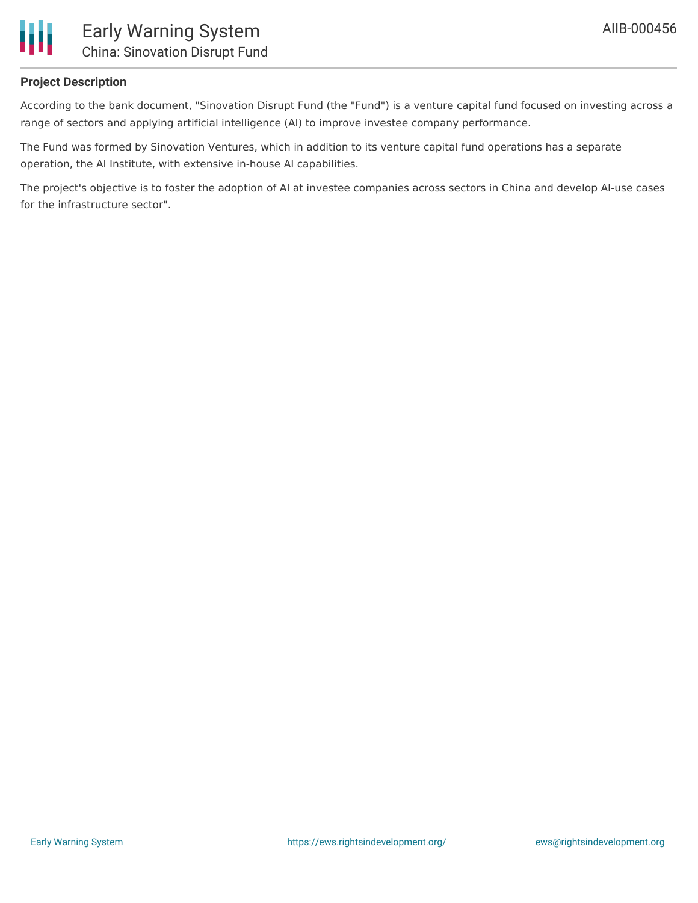## Project Description

According to the bank document, "Sinovation Disrupt Fund (the "Fund") is a venture capital fund focused on investing across a range of sectors and applying artificial intelligence (AI) to improve investee company performance.

The Fund was formed by Sinovation Ventures, which in addition to its venture capital fund operations has a separate operation, the AI Institute, with extensive in-house AI capabilities.

The project's objective is to foster the adoption of AI at investee companies across sectors in China and develop AI-use cases for the infrastructure sector".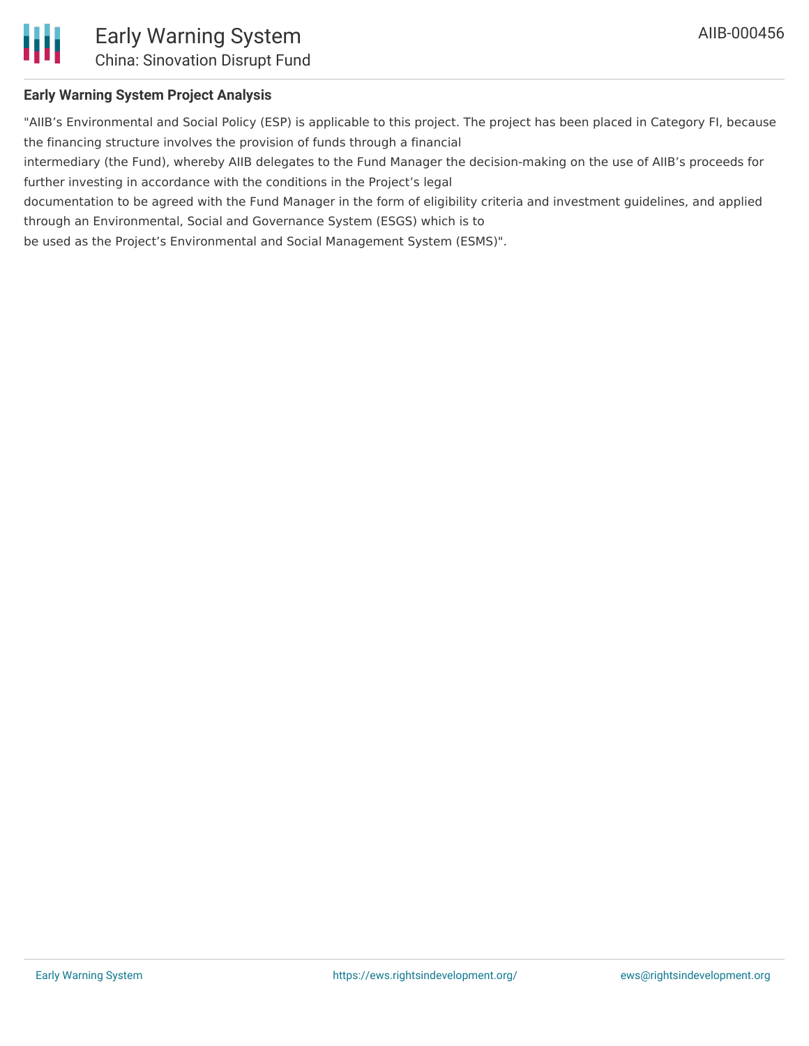### Early Warning System Project Analysis

"AIIB's Environmental and Social Policy (ESP) is applicable to this project. The project has been placed in Category FI, because the financing structure involves the provision of funds through a financial intermediary (the Fund), whereby AIIB delegates to the Fund Manager the decision-making on the use of AIIB's proceeds for further investing in accordance with the conditions in the Project's legal documentation to be agreed with the Fund Manager in the form of eligibility criteria and investment guidelines, and applied through an Environmental, Social and Governance System (ESGS) which is to be used as the Project's Environmental and Social Management System (ESMS)".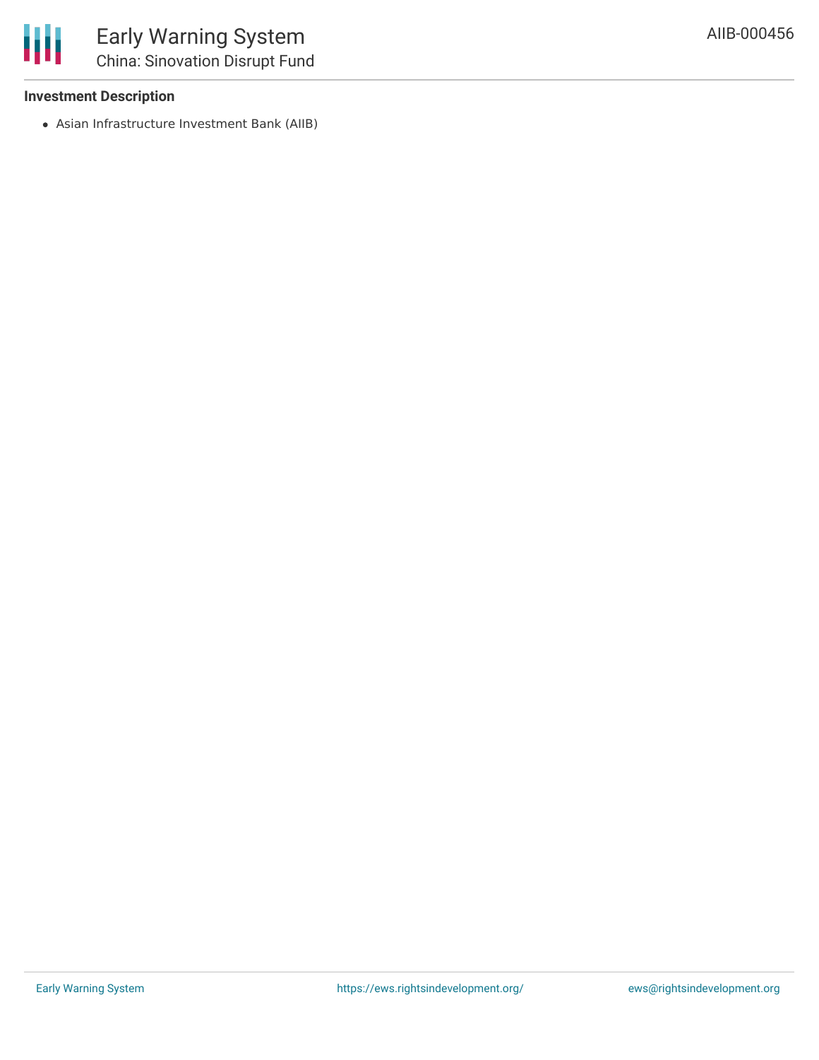### Investment Description

- Asian Infrastructure Investment Bank (AIIB)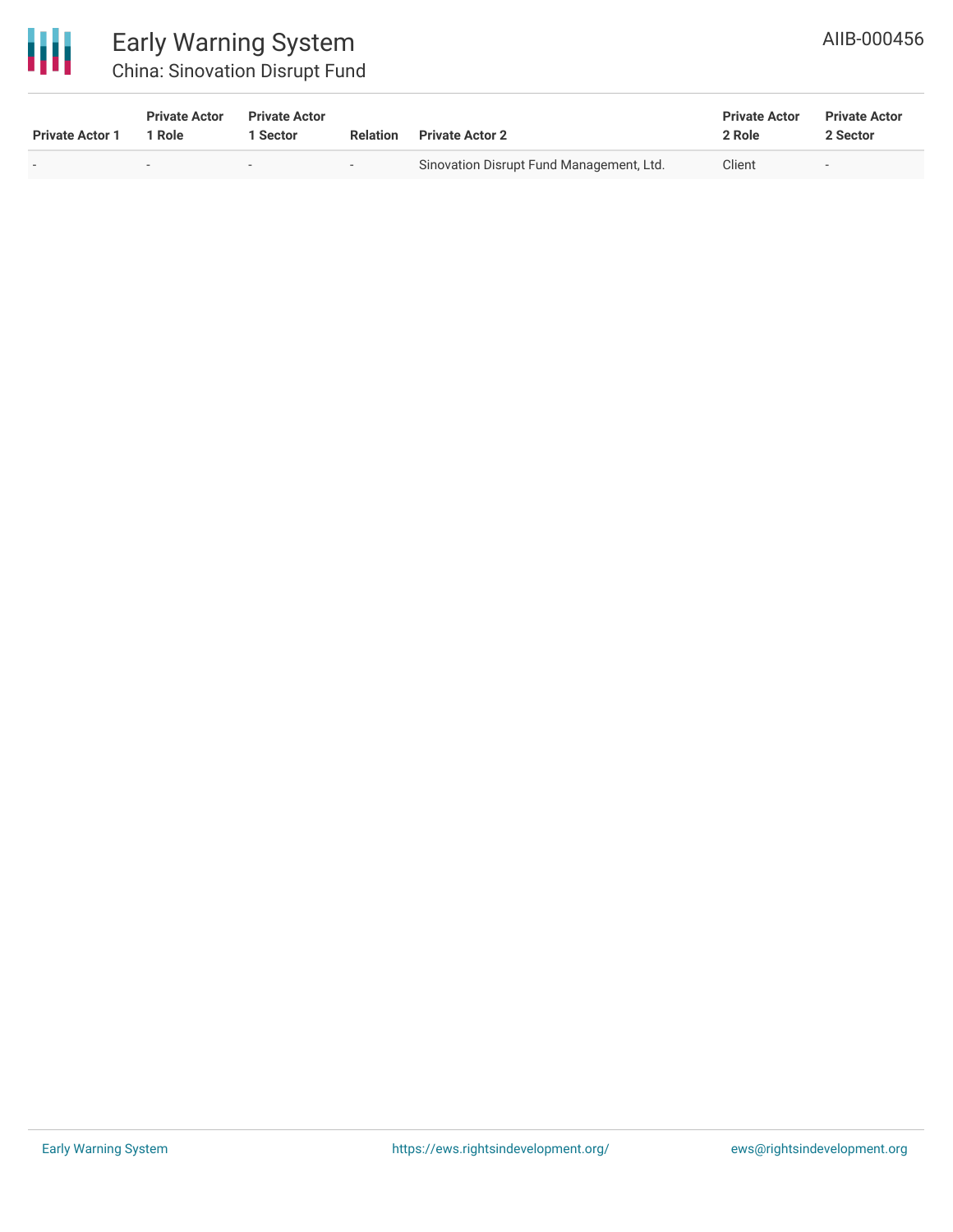| Private Actor 1 | Private Actor 1 Role | Private Actor 1 Sector | Relation | Private Actor 2 | Private Actor 2 Role | Private Actor 2 Sector |
|---|---|---|---|---|---|---|
| - | - | - | - | Sinovation Disrupt Fund Management, Ltd. | Client | - |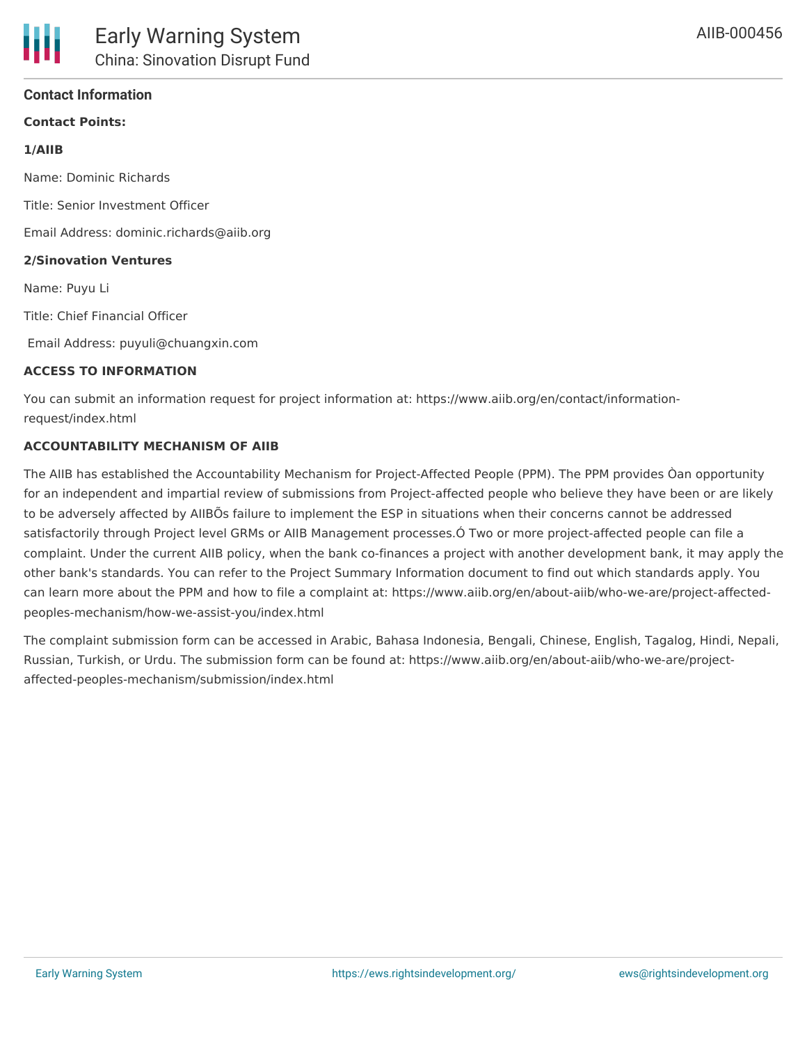## Contact Information

**Contact Points:**

**1/AIIB**

Name: Dominic Richards

Title: Senior Investment Officer

Email Address: dominic.richards@aiib.org

**2/Sinovation Ventures**

Name: Puyu Li

Title: Chief Financial Officer

Email Address: puyuli@chuangxin.com

**ACCESS TO INFORMATION**

You can submit an information request for project information at: https://www.aiib.org/en/contact/information-request/index.html

**ACCOUNTABILITY MECHANISM OF AIIB**

The AIIB has established the Accountability Mechanism for Project-Affected People (PPM). The PPM provides Òan opportunity for an independent and impartial review of submissions from Project-affected people who believe they have been or are likely to be adversely affected by AIIBÕs failure to implement the ESP in situations when their concerns cannot be addressed satisfactorily through Project level GRMs or AIIB Management processes.Ó Two or more project-affected people can file a complaint. Under the current AIIB policy, when the bank co-finances a project with another development bank, it may apply the other bank's standards. You can refer to the Project Summary Information document to find out which standards apply. You can learn more about the PPM and how to file a complaint at: https://www.aiib.org/en/about-aiib/who-we-are/project-affected-peoples-mechanism/how-we-assist-you/index.html

The complaint submission form can be accessed in Arabic, Bahasa Indonesia, Bengali, Chinese, English, Tagalog, Hindi, Nepali, Russian, Turkish, or Urdu. The submission form can be found at: https://www.aiib.org/en/about-aiib/who-we-are/project-affected-peoples-mechanism/submission/index.html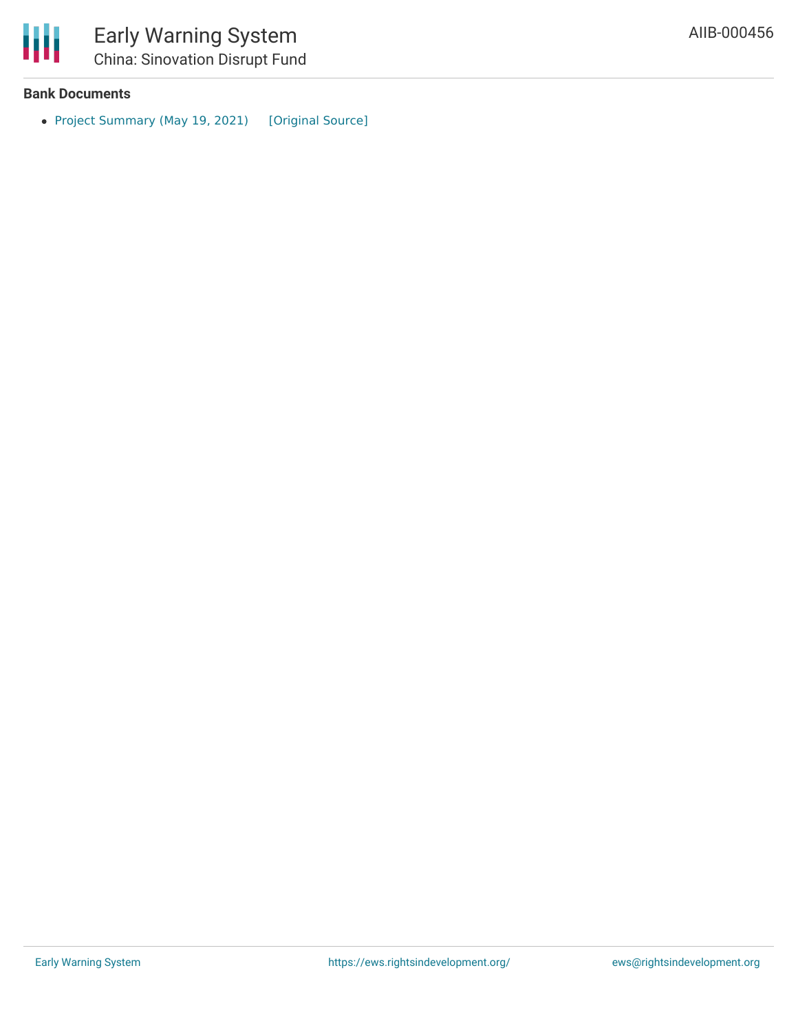**Bank Documents**

- Project Summary (May 19, 2021) [Original Source]